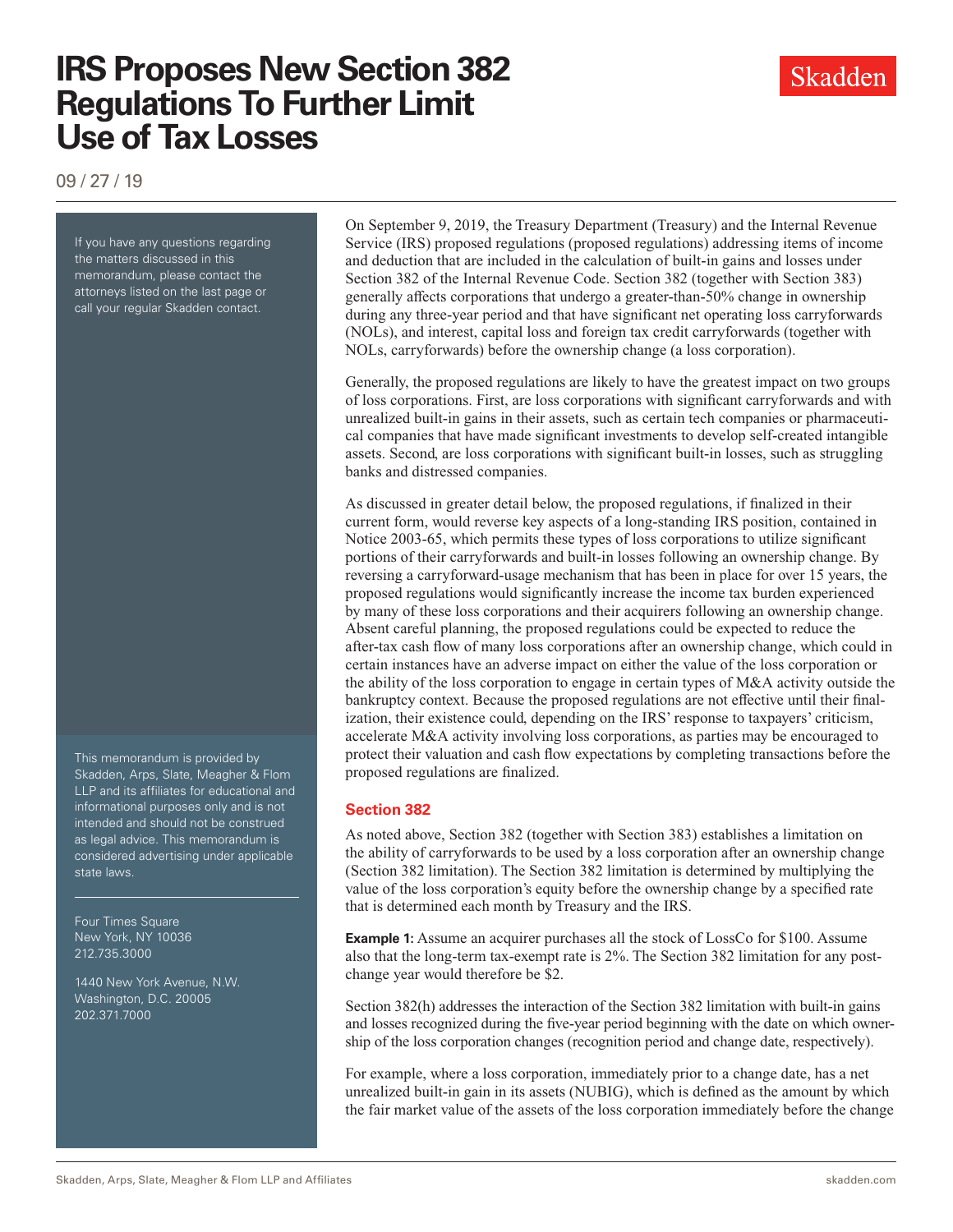# IRS Proposes New Section 382 Regulations To Further Limit Use of Tax Losses

09 / 27 / 19

If you have any questions regarding the matters discussed in this memorandum, please contact the attorneys listed on the last page or call your regular Skadden contact.

This memorandum is provided by Skadden, Arps, Slate, Meagher & Flom LLP and its affiliates for educational and informational purposes only and is not intended and should not be construed as legal advice. This memorandum is considered advertising under applicable state laws.

Four Times Square
New York, NY 10036
212.735.3000

1440 New York Avenue, N.W.
Washington, D.C. 20005
202.371.7000

On September 9, 2019, the Treasury Department (Treasury) and the Internal Revenue Service (IRS) proposed regulations (proposed regulations) addressing items of income and deduction that are included in the calculation of built-in gains and losses under Section 382 of the Internal Revenue Code. Section 382 (together with Section 383) generally affects corporations that undergo a greater-than-50% change in ownership during any three-year period and that have significant net operating loss carryforwards (NOLs), and interest, capital loss and foreign tax credit carryforwards (together with NOLs, carryforwards) before the ownership change (a loss corporation).

Generally, the proposed regulations are likely to have the greatest impact on two groups of loss corporations. First, are loss corporations with significant carryforwards and with unrealized built-in gains in their assets, such as certain tech companies or pharmaceutical companies that have made significant investments to develop self-created intangible assets. Second, are loss corporations with significant built-in losses, such as struggling banks and distressed companies.

As discussed in greater detail below, the proposed regulations, if finalized in their current form, would reverse key aspects of a long-standing IRS position, contained in Notice 2003-65, which permits these types of loss corporations to utilize significant portions of their carryforwards and built-in losses following an ownership change. By reversing a carryforward-usage mechanism that has been in place for over 15 years, the proposed regulations would significantly increase the income tax burden experienced by many of these loss corporations and their acquirers following an ownership change. Absent careful planning, the proposed regulations could be expected to reduce the after-tax cash flow of many loss corporations after an ownership change, which could in certain instances have an adverse impact on either the value of the loss corporation or the ability of the loss corporation to engage in certain types of M&A activity outside the bankruptcy context. Because the proposed regulations are not effective until their finalization, their existence could, depending on the IRS' response to taxpayers' criticism, accelerate M&A activity involving loss corporations, as parties may be encouraged to protect their valuation and cash flow expectations by completing transactions before the proposed regulations are finalized.

## Section 382

As noted above, Section 382 (together with Section 383) establishes a limitation on the ability of carryforwards to be used by a loss corporation after an ownership change (Section 382 limitation). The Section 382 limitation is determined by multiplying the value of the loss corporation's equity before the ownership change by a specified rate that is determined each month by Treasury and the IRS.

**Example 1:** Assume an acquirer purchases all the stock of LossCo for $100. Assume also that the long-term tax-exempt rate is 2%. The Section 382 limitation for any post-change year would therefore be $2.

Section 382(h) addresses the interaction of the Section 382 limitation with built-in gains and losses recognized during the five-year period beginning with the date on which ownership of the loss corporation changes (recognition period and change date, respectively).

For example, where a loss corporation, immediately prior to a change date, has a net unrealized built-in gain in its assets (NUBIG), which is defined as the amount by which the fair market value of the assets of the loss corporation immediately before the change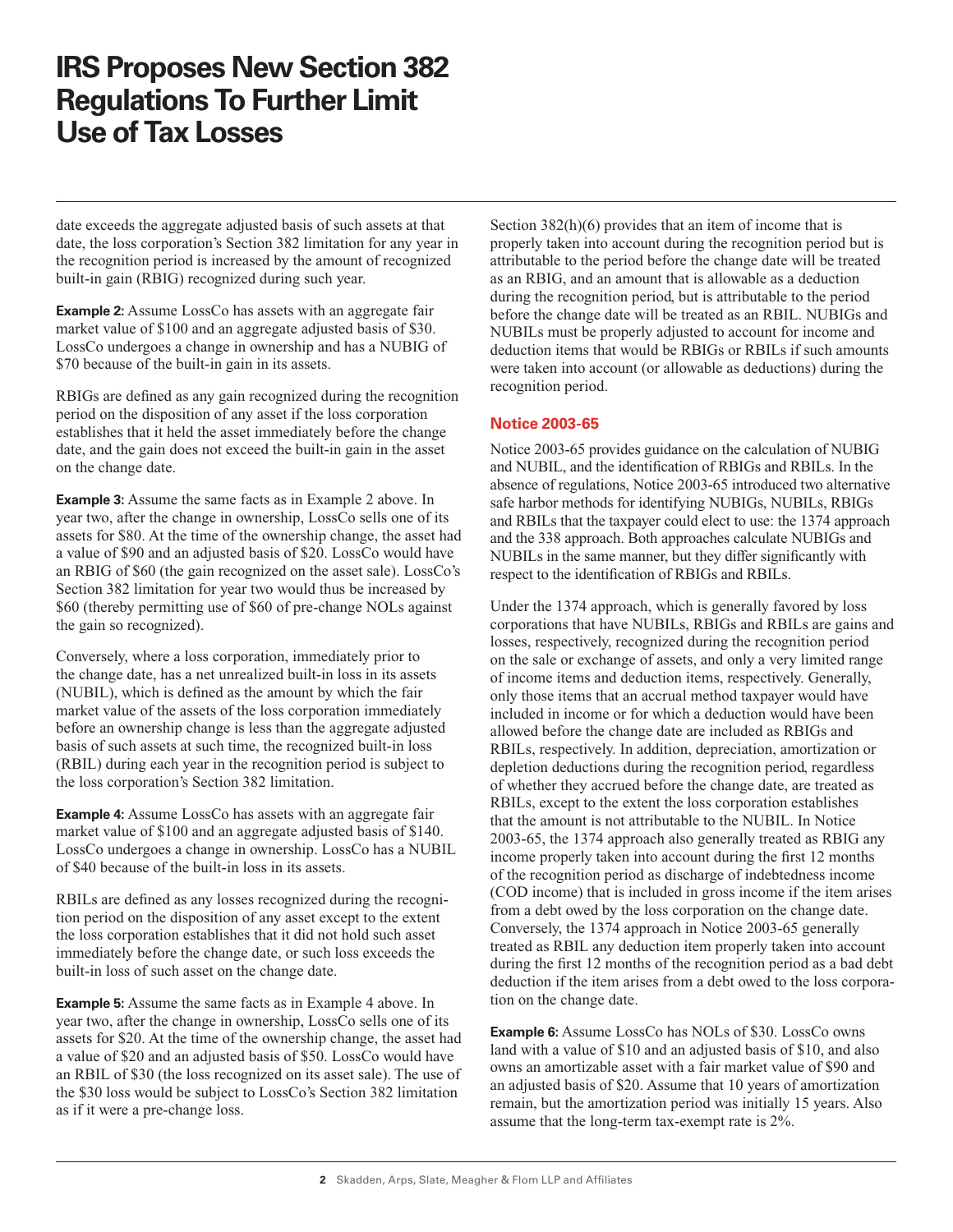date exceeds the aggregate adjusted basis of such assets at that date, the loss corporation's Section 382 limitation for any year in the recognition period is increased by the amount of recognized built-in gain (RBIG) recognized during such year.

**Example 2:** Assume LossCo has assets with an aggregate fair market value of $100 and an aggregate adjusted basis of $30. LossCo undergoes a change in ownership and has a NUBIG of $70 because of the built-in gain in its assets.

RBIGs are defined as any gain recognized during the recognition period on the disposition of any asset if the loss corporation establishes that it held the asset immediately before the change date, and the gain does not exceed the built-in gain in the asset on the change date.

**Example 3:** Assume the same facts as in Example 2 above. In year two, after the change in ownership, LossCo sells one of its assets for $80. At the time of the ownership change, the asset had a value of $90 and an adjusted basis of $20. LossCo would have an RBIG of $60 (the gain recognized on the asset sale). LossCo's Section 382 limitation for year two would thus be increased by $60 (thereby permitting use of $60 of pre-change NOLs against the gain so recognized).

Conversely, where a loss corporation, immediately prior to the change date, has a net unrealized built-in loss in its assets (NUBIL), which is defined as the amount by which the fair market value of the assets of the loss corporation immediately before an ownership change is less than the aggregate adjusted basis of such assets at such time, the recognized built-in loss (RBIL) during each year in the recognition period is subject to the loss corporation's Section 382 limitation.

**Example 4:** Assume LossCo has assets with an aggregate fair market value of $100 and an aggregate adjusted basis of $140. LossCo undergoes a change in ownership. LossCo has a NUBIL of $40 because of the built-in loss in its assets.

RBILs are defined as any losses recognized during the recognition period on the disposition of any asset except to the extent the loss corporation establishes that it did not hold such asset immediately before the change date, or such loss exceeds the built-in loss of such asset on the change date.

**Example 5:** Assume the same facts as in Example 4 above. In year two, after the change in ownership, LossCo sells one of its assets for $20. At the time of the ownership change, the asset had a value of $20 and an adjusted basis of $50. LossCo would have an RBIL of $30 (the loss recognized on its asset sale). The use of the $30 loss would be subject to LossCo's Section 382 limitation as if it were a pre-change loss.

Section 382(h)(6) provides that an item of income that is properly taken into account during the recognition period but is attributable to the period before the change date will be treated as an RBIG, and an amount that is allowable as a deduction during the recognition period, but is attributable to the period before the change date will be treated as an RBIL. NUBIGs and NUBILs must be properly adjusted to account for income and deduction items that would be RBIGs or RBILs if such amounts were taken into account (or allowable as deductions) during the recognition period.

## Notice 2003-65

Notice 2003-65 provides guidance on the calculation of NUBIG and NUBIL, and the identification of RBIGs and RBILs. In the absence of regulations, Notice 2003-65 introduced two alternative safe harbor methods for identifying NUBIGs, NUBILs, RBIGs and RBILs that the taxpayer could elect to use: the 1374 approach and the 338 approach. Both approaches calculate NUBIGs and NUBILs in the same manner, but they differ significantly with respect to the identification of RBIGs and RBILs.

Under the 1374 approach, which is generally favored by loss corporations that have NUBILs, RBIGs and RBILs are gains and losses, respectively, recognized during the recognition period on the sale or exchange of assets, and only a very limited range of income items and deduction items, respectively. Generally, only those items that an accrual method taxpayer would have included in income or for which a deduction would have been allowed before the change date are included as RBIGs and RBILs, respectively. In addition, depreciation, amortization or depletion deductions during the recognition period, regardless of whether they accrued before the change date, are treated as RBILs, except to the extent the loss corporation establishes that the amount is not attributable to the NUBIL. In Notice 2003-65, the 1374 approach also generally treated as RBIG any income properly taken into account during the first 12 months of the recognition period as discharge of indebtedness income (COD income) that is included in gross income if the item arises from a debt owed by the loss corporation on the change date. Conversely, the 1374 approach in Notice 2003-65 generally treated as RBIL any deduction item properly taken into account during the first 12 months of the recognition period as a bad debt deduction if the item arises from a debt owed to the loss corporation on the change date.

**Example 6:** Assume LossCo has NOLs of $30. LossCo owns land with a value of $10 and an adjusted basis of $10, and also owns an amortizable asset with a fair market value of $90 and an adjusted basis of $20. Assume that 10 years of amortization remain, but the amortization period was initially 15 years. Also assume that the long-term tax-exempt rate is 2%.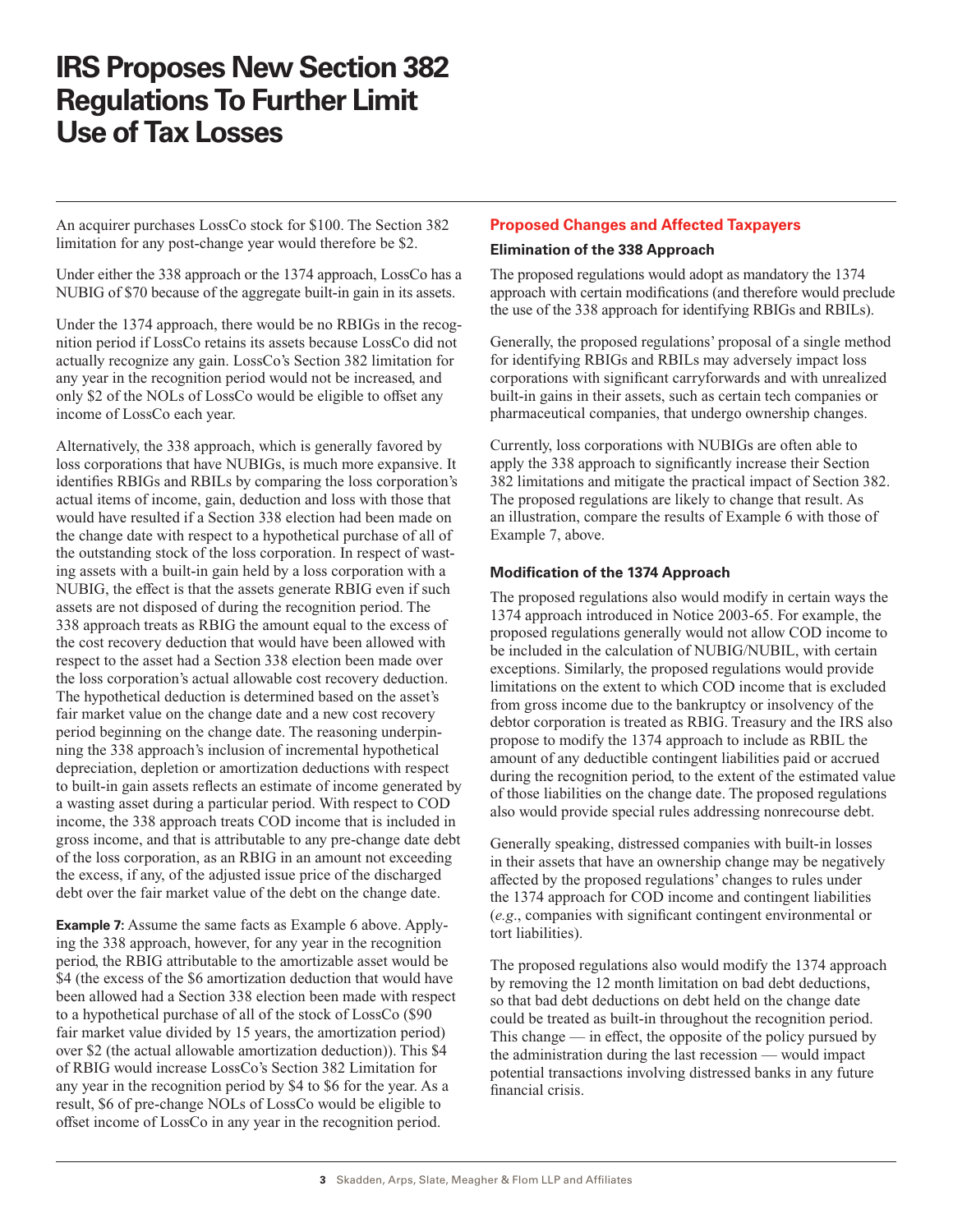# IRS Proposes New Section 382 Regulations To Further Limit Use of Tax Losses

An acquirer purchases LossCo stock for $100. The Section 382 limitation for any post-change year would therefore be $2.

Under either the 338 approach or the 1374 approach, LossCo has a NUBIG of $70 because of the aggregate built-in gain in its assets.

Under the 1374 approach, there would be no RBIGs in the recognition period if LossCo retains its assets because LossCo did not actually recognize any gain. LossCo's Section 382 limitation for any year in the recognition period would not be increased, and only $2 of the NOLs of LossCo would be eligible to offset any income of LossCo each year.

Alternatively, the 338 approach, which is generally favored by loss corporations that have NUBIGs, is much more expansive. It identifies RBIGs and RBILs by comparing the loss corporation's actual items of income, gain, deduction and loss with those that would have resulted if a Section 338 election had been made on the change date with respect to a hypothetical purchase of all of the outstanding stock of the loss corporation. In respect of wasting assets with a built-in gain held by a loss corporation with a NUBIG, the effect is that the assets generate RBIG even if such assets are not disposed of during the recognition period. The 338 approach treats as RBIG the amount equal to the excess of the cost recovery deduction that would have been allowed with respect to the asset had a Section 338 election been made over the loss corporation's actual allowable cost recovery deduction. The hypothetical deduction is determined based on the asset's fair market value on the change date and a new cost recovery period beginning on the change date. The reasoning underpinning the 338 approach's inclusion of incremental hypothetical depreciation, depletion or amortization deductions with respect to built-in gain assets reflects an estimate of income generated by a wasting asset during a particular period. With respect to COD income, the 338 approach treats COD income that is included in gross income, and that is attributable to any pre-change date debt of the loss corporation, as an RBIG in an amount not exceeding the excess, if any, of the adjusted issue price of the discharged debt over the fair market value of the debt on the change date.

**Example 7:** Assume the same facts as Example 6 above. Applying the 338 approach, however, for any year in the recognition period, the RBIG attributable to the amortizable asset would be $4 (the excess of the $6 amortization deduction that would have been allowed had a Section 338 election been made with respect to a hypothetical purchase of all of the stock of LossCo ($90 fair market value divided by 15 years, the amortization period) over $2 (the actual allowable amortization deduction)). This $4 of RBIG would increase LossCo's Section 382 Limitation for any year in the recognition period by $4 to $6 for the year. As a result, $6 of pre-change NOLs of LossCo would be eligible to offset income of LossCo in any year in the recognition period.

## Proposed Changes and Affected Taxpayers

### Elimination of the 338 Approach

The proposed regulations would adopt as mandatory the 1374 approach with certain modifications (and therefore would preclude the use of the 338 approach for identifying RBIGs and RBILs).

Generally, the proposed regulations' proposal of a single method for identifying RBIGs and RBILs may adversely impact loss corporations with significant carryforwards and with unrealized built-in gains in their assets, such as certain tech companies or pharmaceutical companies, that undergo ownership changes.

Currently, loss corporations with NUBIGs are often able to apply the 338 approach to significantly increase their Section 382 limitations and mitigate the practical impact of Section 382. The proposed regulations are likely to change that result. As an illustration, compare the results of Example 6 with those of Example 7, above.

### Modification of the 1374 Approach

The proposed regulations also would modify in certain ways the 1374 approach introduced in Notice 2003-65. For example, the proposed regulations generally would not allow COD income to be included in the calculation of NUBIG/NUBIL, with certain exceptions. Similarly, the proposed regulations would provide limitations on the extent to which COD income that is excluded from gross income due to the bankruptcy or insolvency of the debtor corporation is treated as RBIG. Treasury and the IRS also propose to modify the 1374 approach to include as RBIL the amount of any deductible contingent liabilities paid or accrued during the recognition period, to the extent of the estimated value of those liabilities on the change date. The proposed regulations also would provide special rules addressing nonrecourse debt.

Generally speaking, distressed companies with built-in losses in their assets that have an ownership change may be negatively affected by the proposed regulations' changes to rules under the 1374 approach for COD income and contingent liabilities (*e.g.*, companies with significant contingent environmental or tort liabilities).

The proposed regulations also would modify the 1374 approach by removing the 12 month limitation on bad debt deductions, so that bad debt deductions on debt held on the change date could be treated as built-in throughout the recognition period. This change — in effect, the opposite of the policy pursued by the administration during the last recession — would impact potential transactions involving distressed banks in any future financial crisis.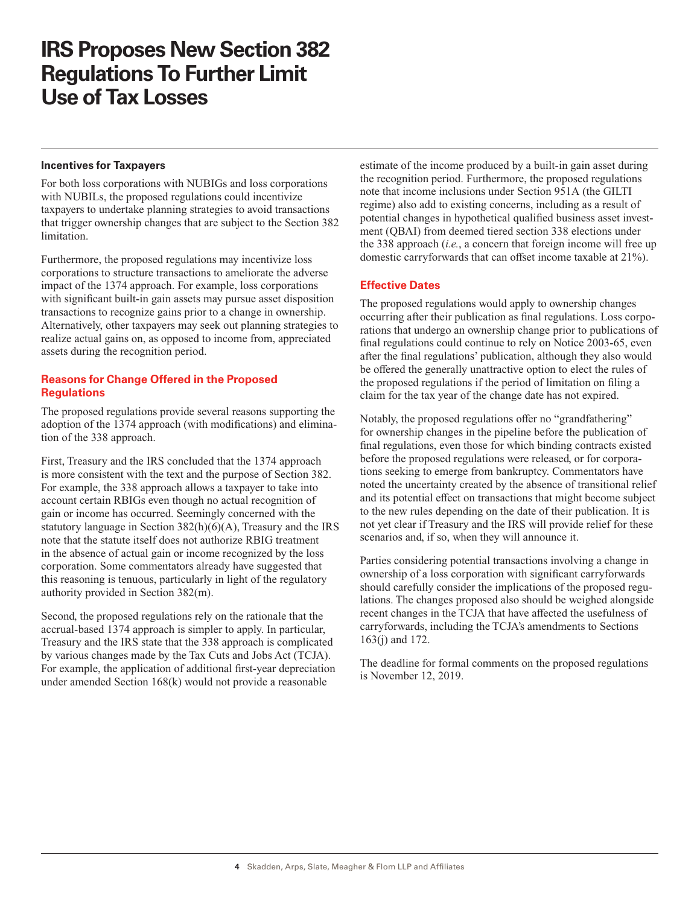# IRS Proposes New Section 382 Regulations To Further Limit Use of Tax Losses

### Incentives for Taxpayers

For both loss corporations with NUBIGs and loss corporations with NUBILs, the proposed regulations could incentivize taxpayers to undertake planning strategies to avoid transactions that trigger ownership changes that are subject to the Section 382 limitation.

Furthermore, the proposed regulations may incentivize loss corporations to structure transactions to ameliorate the adverse impact of the 1374 approach. For example, loss corporations with significant built-in gain assets may pursue asset disposition transactions to recognize gains prior to a change in ownership. Alternatively, other taxpayers may seek out planning strategies to realize actual gains on, as opposed to income from, appreciated assets during the recognition period.

### Reasons for Change Offered in the Proposed Regulations

The proposed regulations provide several reasons supporting the adoption of the 1374 approach (with modifications) and elimination of the 338 approach.

First, Treasury and the IRS concluded that the 1374 approach is more consistent with the text and the purpose of Section 382. For example, the 338 approach allows a taxpayer to take into account certain RBIGs even though no actual recognition of gain or income has occurred. Seemingly concerned with the statutory language in Section 382(h)(6)(A), Treasury and the IRS note that the statute itself does not authorize RBIG treatment in the absence of actual gain or income recognized by the loss corporation. Some commentators already have suggested that this reasoning is tenuous, particularly in light of the regulatory authority provided in Section 382(m).

Second, the proposed regulations rely on the rationale that the accrual-based 1374 approach is simpler to apply. In particular, Treasury and the IRS state that the 338 approach is complicated by various changes made by the Tax Cuts and Jobs Act (TCJA). For example, the application of additional first-year depreciation under amended Section 168(k) would not provide a reasonable estimate of the income produced by a built-in gain asset during the recognition period. Furthermore, the proposed regulations note that income inclusions under Section 951A (the GILTI regime) also add to existing concerns, including as a result of potential changes in hypothetical qualified business asset investment (QBAI) from deemed tiered section 338 elections under the 338 approach (*i.e.*, a concern that foreign income will free up domestic carryforwards that can offset income taxable at 21%).

### Effective Dates

The proposed regulations would apply to ownership changes occurring after their publication as final regulations. Loss corporations that undergo an ownership change prior to publications of final regulations could continue to rely on Notice 2003-65, even after the final regulations' publication, although they also would be offered the generally unattractive option to elect the rules of the proposed regulations if the period of limitation on filing a claim for the tax year of the change date has not expired.

Notably, the proposed regulations offer no "grandfathering" for ownership changes in the pipeline before the publication of final regulations, even those for which binding contracts existed before the proposed regulations were released, or for corporations seeking to emerge from bankruptcy. Commentators have noted the uncertainty created by the absence of transitional relief and its potential effect on transactions that might become subject to the new rules depending on the date of their publication. It is not yet clear if Treasury and the IRS will provide relief for these scenarios and, if so, when they will announce it.

Parties considering potential transactions involving a change in ownership of a loss corporation with significant carryforwards should carefully consider the implications of the proposed regulations. The changes proposed also should be weighed alongside recent changes in the TCJA that have affected the usefulness of carryforwards, including the TCJA's amendments to Sections 163(j) and 172.

The deadline for formal comments on the proposed regulations is November 12, 2019.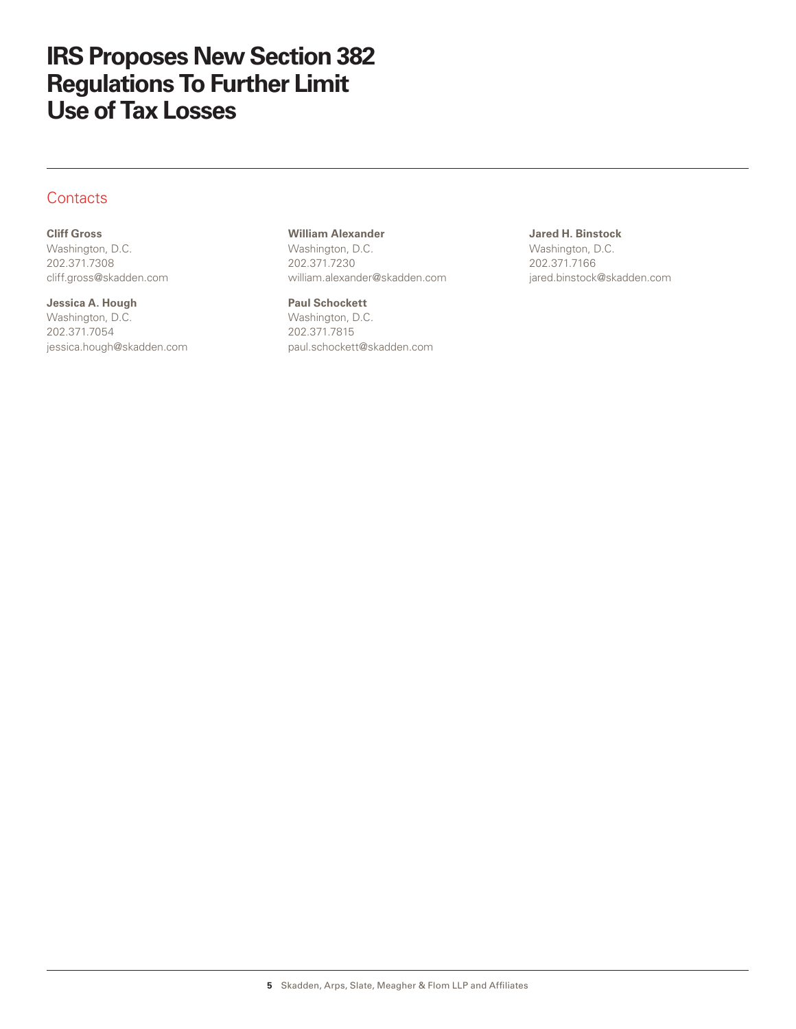# IRS Proposes New Section 382 Regulations To Further Limit Use of Tax Losses

## Contacts

**Cliff Gross**
Washington, D.C.
202.371.7308
cliff.gross@skadden.com

**Jessica A. Hough**
Washington, D.C.
202.371.7054
jessica.hough@skadden.com

**William Alexander**
Washington, D.C.
202.371.7230
william.alexander@skadden.com

**Paul Schockett**
Washington, D.C.
202.371.7815
paul.schockett@skadden.com

**Jared H. Binstock**
Washington, D.C.
202.371.7166
jared.binstock@skadden.com